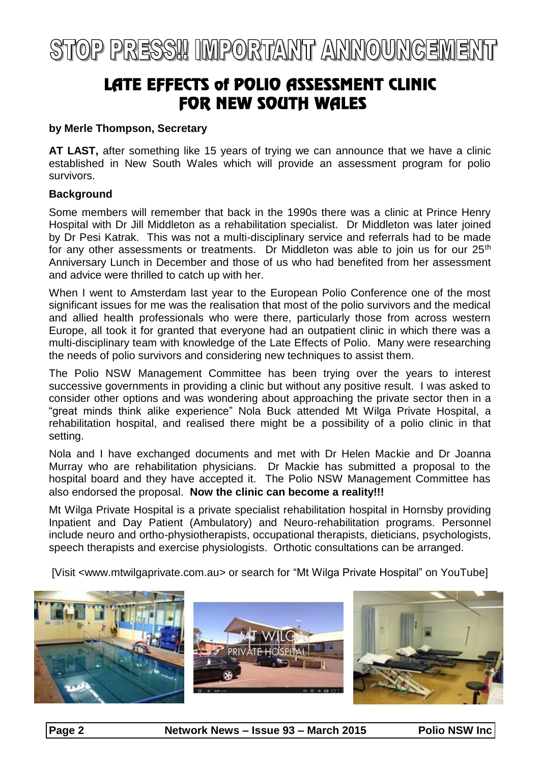# STOP PRESS!! IMPORTANT ANNOUNCEMENT

## LATE EFFECTS of POLIO ASSESSMENT CLINIC FOR NEW SOUTH WALES

**by Merle Thompson, Secretary**

**AT LAST,** after something like 15 years of trying we can announce that we have a clinic established in New South Wales which will provide an assessment program for polio survivors.

**Background**

Some members will remember that back in the 1990s there was a clinic at Prince Henry Hospital with Dr Jill Middleton as a rehabilitation specialist. Dr Middleton was later joined by Dr Pesi Katrak. This was not a multi-disciplinary service and referrals had to be made for any other assessments or treatments. Dr Middleton was able to join us for our 25th Anniversary Lunch in December and those of us who had benefited from her assessment and advice were thrilled to catch up with her.

When I went to Amsterdam last year to the European Polio Conference one of the most significant issues for me was the realisation that most of the polio survivors and the medical and allied health professionals who were there, particularly those from across western Europe, all took it for granted that everyone had an outpatient clinic in which there was a multi-disciplinary team with knowledge of the Late Effects of Polio. Many were researching the needs of polio survivors and considering new techniques to assist them.

The Polio NSW Management Committee has been trying over the years to interest successive governments in providing a clinic but without any positive result. I was asked to consider other options and was wondering about approaching the private sector then in a "great minds think alike experience" Nola Buck attended Mt Wilga Private Hospital, a rehabilitation hospital, and realised there might be a possibility of a polio clinic in that setting.

Nola and I have exchanged documents and met with Dr Helen Mackie and Dr Joanna Murray who are rehabilitation physicians. Dr Mackie has submitted a proposal to the hospital board and they have accepted it. The Polio NSW Management Committee has also endorsed the proposal. **Now the clinic can become a reality!!!**

Mt Wilga Private Hospital is a private specialist rehabilitation hospital in Hornsby providing Inpatient and Day Patient (Ambulatory) and Neuro-rehabilitation programs. Personnel include neuro and ortho-physiotherapists, occupational therapists, dieticians, psychologists, speech therapists and exercise physiologists. Orthotic consultations can be arranged.

[Visit <www.mtwilgaprivate.com.au> or search for "Mt Wilga Private Hospital" on YouTube]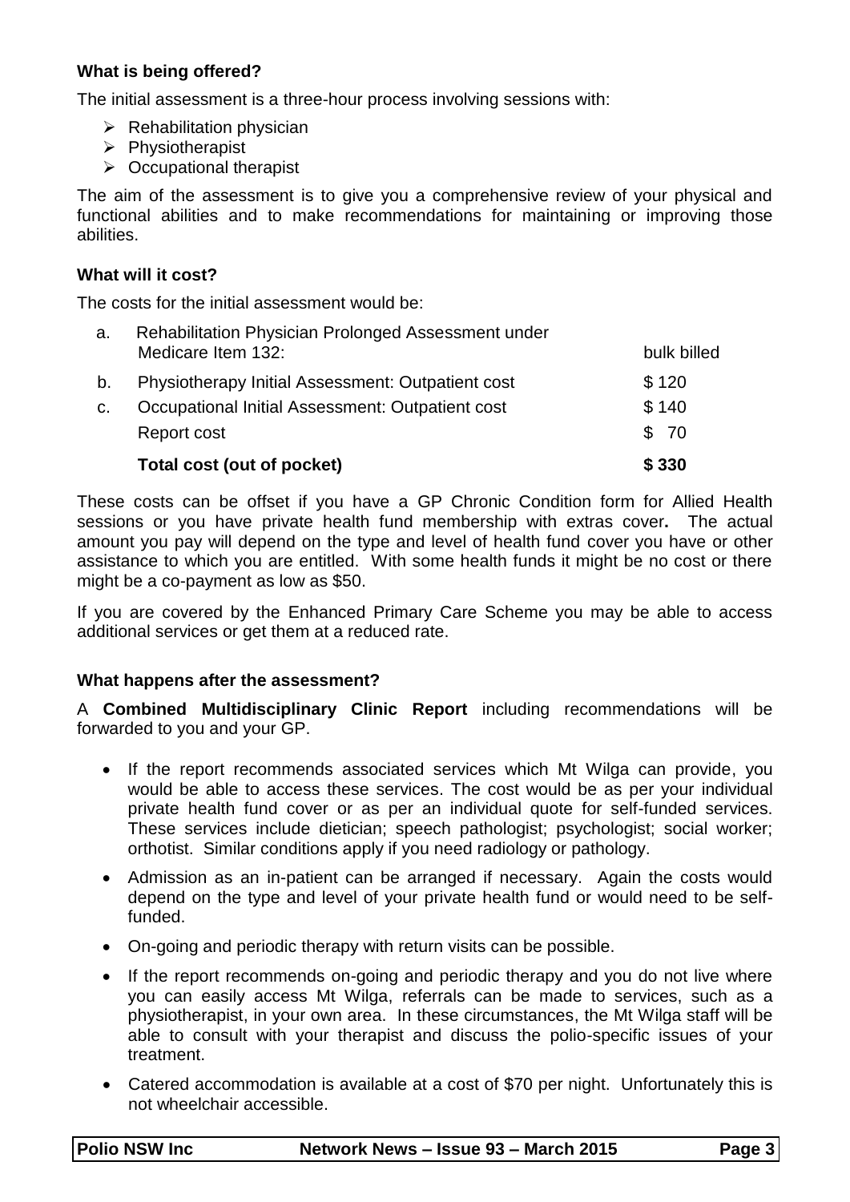**What is being offered?**

The initial assessment is a three-hour process involving sessions with:

- Rehabilitation physician
- Physiotherapist
- Occupational therapist

The aim of the assessment is to give you a comprehensive review of your physical and functional abilities and to make recommendations for maintaining or improving those abilities.

**What will it cost?**

The costs for the initial assessment would be:

| | | |
|---|---|---|
| a. | Rehabilitation Physician Prolonged Assessment under Medicare Item 132: | bulk billed |
| b. | Physiotherapy Initial Assessment: Outpatient cost | $ 120 |
| c. | Occupational Initial Assessment: Outpatient cost | $ 140 |
| | Report cost | $ 70 |
| | **Total cost (out of pocket)** | **$ 330** |

These costs can be offset if you have a GP Chronic Condition form for Allied Health sessions or you have private health fund membership with extras cover**.** The actual amount you pay will depend on the type and level of health fund cover you have or other assistance to which you are entitled. With some health funds it might be no cost or there might be a co-payment as low as $50.

If you are covered by the Enhanced Primary Care Scheme you may be able to access additional services or get them at a reduced rate.

**What happens after the assessment?**

A **Combined Multidisciplinary Clinic Report** including recommendations will be forwarded to you and your GP.

- If the report recommends associated services which Mt Wilga can provide, you would be able to access these services. The cost would be as per your individual private health fund cover or as per an individual quote for self-funded services. These services include dietician; speech pathologist; psychologist; social worker; orthotist. Similar conditions apply if you need radiology or pathology.
- Admission as an in-patient can be arranged if necessary. Again the costs would depend on the type and level of your private health fund or would need to be self-funded.
- On-going and periodic therapy with return visits can be possible.
- If the report recommends on-going and periodic therapy and you do not live where you can easily access Mt Wilga, referrals can be made to services, such as a physiotherapist, in your own area. In these circumstances, the Mt Wilga staff will be able to consult with your therapist and discuss the polio-specific issues of your treatment.
- Catered accommodation is available at a cost of $70 per night. Unfortunately this is not wheelchair accessible.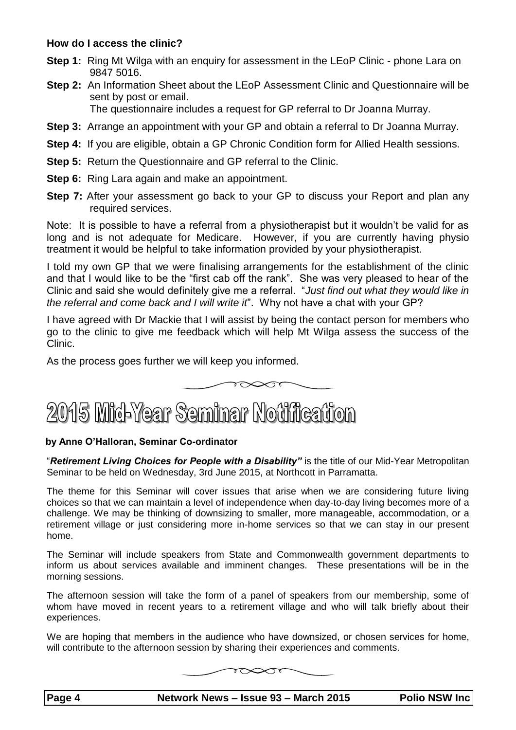**How do I access the clinic?**

**Step 1:** Ring Mt Wilga with an enquiry for assessment in the LEoP Clinic - phone Lara on 9847 5016.

**Step 2:** An Information Sheet about the LEoP Assessment Clinic and Questionnaire will be sent by post or email.
The questionnaire includes a request for GP referral to Dr Joanna Murray.

**Step 3:** Arrange an appointment with your GP and obtain a referral to Dr Joanna Murray.

**Step 4:** If you are eligible, obtain a GP Chronic Condition form for Allied Health sessions.

**Step 5:** Return the Questionnaire and GP referral to the Clinic.

**Step 6:** Ring Lara again and make an appointment.

**Step 7:** After your assessment go back to your GP to discuss your Report and plan any required services.

Note: It is possible to have a referral from a physiotherapist but it wouldn't be valid for as long and is not adequate for Medicare. However, if you are currently having physio treatment it would be helpful to take information provided by your physiotherapist.

I told my own GP that we were finalising arrangements for the establishment of the clinic and that I would like to be the "first cab off the rank". She was very pleased to hear of the Clinic and said she would definitely give me a referral. "*Just find out what they would like in the referral and come back and I will write it*". Why not have a chat with your GP?

I have agreed with Dr Mackie that I will assist by being the contact person for members who go to the clinic to give me feedback which will help Mt Wilga assess the success of the Clinic.

As the process goes further we will keep you informed.

# 2015 Mid-Year Seminar Notification

**by Anne O'Halloran, Seminar Co-ordinator**

"***Retirement Living Choices for People with a Disability"*** is the title of our Mid-Year Metropolitan Seminar to be held on Wednesday, 3rd June 2015, at Northcott in Parramatta.

The theme for this Seminar will cover issues that arise when we are considering future living choices so that we can maintain a level of independence when day-to-day living becomes more of a challenge. We may be thinking of downsizing to smaller, more manageable, accommodation, or a retirement village or just considering more in-home services so that we can stay in our present home.

The Seminar will include speakers from State and Commonwealth government departments to inform us about services available and imminent changes. These presentations will be in the morning sessions.

The afternoon session will take the form of a panel of speakers from our membership, some of whom have moved in recent years to a retirement village and who will talk briefly about their experiences.

We are hoping that members in the audience who have downsized, or chosen services for home, will contribute to the afternoon session by sharing their experiences and comments.